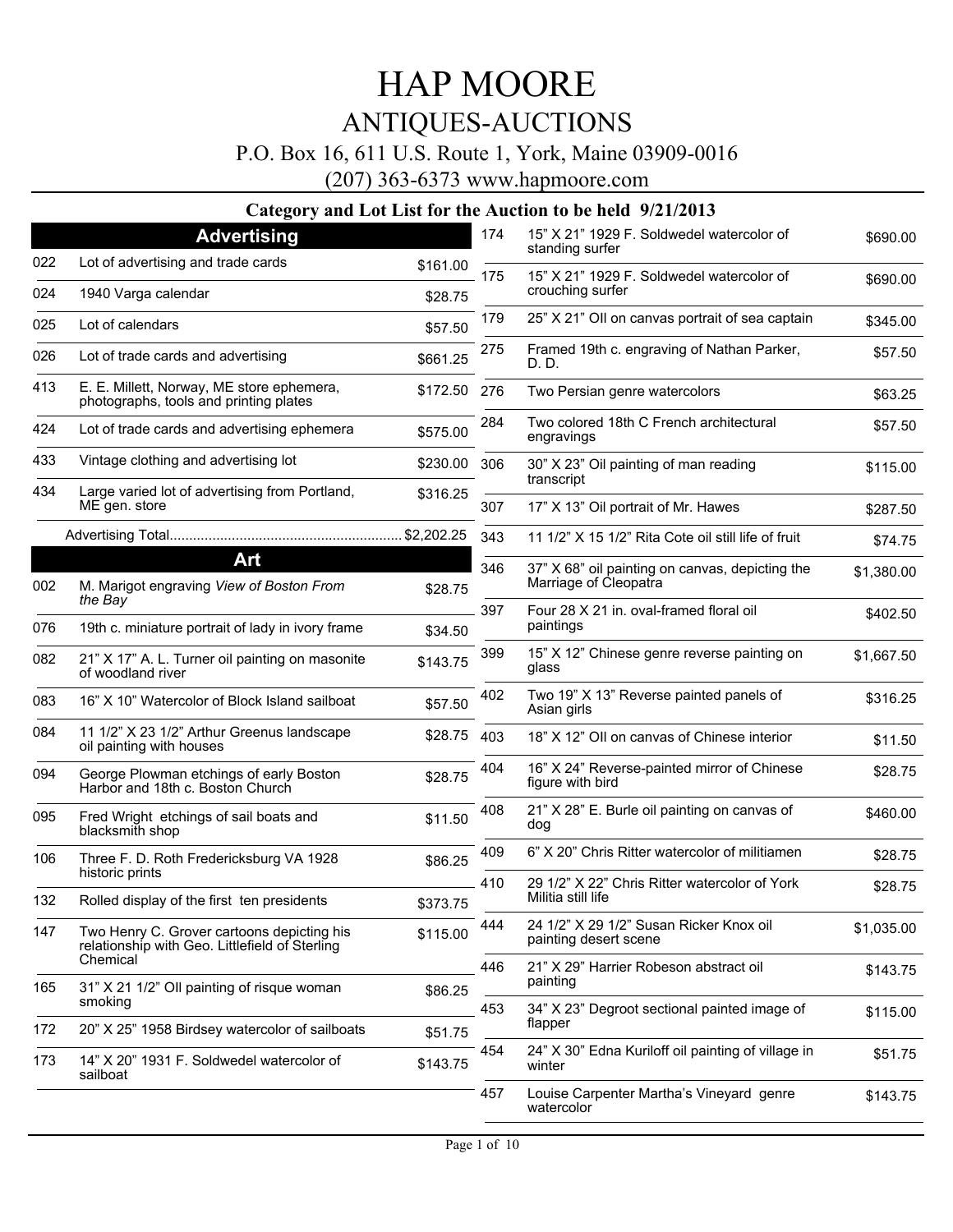# HAP MOORE

## ANTIQUES-AUCTIONS

P.O. Box 16, 611 U.S. Route 1, York, Maine 03909-0016

(207) 363-6373 www.hapmoore.com

### Category and Lot List for the Auction to be held 9/21/2013

## Advertising

| Lot | Description | Price |
|---|---|---|
| 022 | Lot of advertising and trade cards | $161.00 |
| 024 | 1940 Varga calendar | $28.75 |
| 025 | Lot of calendars | $57.50 |
| 026 | Lot of trade cards and advertising | $661.25 |
| 413 | E. E. Millett, Norway, ME store ephemera, photographs, tools and printing plates | $172.50 |
| 424 | Lot of trade cards and advertising ephemera | $575.00 |
| 433 | Vintage clothing and advertising lot | $230.00 |
| 434 | Large varied lot of advertising from Portland, ME gen. store | $316.25 |

Advertising Total........................................................... $2,202.25

## Art

| Lot | Description | Price |
|---|---|---|
| 002 | M. Marigot engraving *View of Boston From the Bay* | $28.75 |
| 076 | 19th c. miniature portrait of lady in ivory frame | $34.50 |
| 082 | 21" X 17" A. L. Turner oil painting on masonite of woodland river | $143.75 |
| 083 | 16" X 10" Watercolor of Block Island sailboat | $57.50 |
| 084 | 11 1/2" X 23 1/2" Arthur Greenus landscape oil painting with houses | $28.75 |
| 094 | George Plowman etchings of early Boston Harbor and 18th c. Boston Church | $28.75 |
| 095 | Fred Wright etchings of sail boats and blacksmith shop | $11.50 |
| 106 | Three F. D. Roth Fredericksburg VA 1928 historic prints | $86.25 |
| 132 | Rolled display of the first ten presidents | $373.75 |
| 147 | Two Henry C. Grover cartoons depicting his relationship with Geo. Littlefield of Sterling Chemical | $115.00 |
| 165 | 31" X 21 1/2" OIl painting of risque woman smoking | $86.25 |
| 172 | 20" X 25" 1958 Birdsey watercolor of sailboats | $51.75 |
| 173 | 14" X 20" 1931 F. Soldwedel watercolor of sailboat | $143.75 |
| 174 | 15" X 21" 1929 F. Soldwedel watercolor of standing surfer | $690.00 |
| 175 | 15" X 21" 1929 F. Soldwedel watercolor of crouching surfer | $690.00 |
| 179 | 25" X 21" OIl on canvas portrait of sea captain | $345.00 |
| 275 | Framed 19th c. engraving of Nathan Parker, D. D. | $57.50 |
| 276 | Two Persian genre watercolors | $63.25 |
| 284 | Two colored 18th C French architectural engravings | $57.50 |
| 306 | 30" X 23" Oil painting of man reading transcript | $115.00 |
| 307 | 17" X 13" Oil portrait of Mr. Hawes | $287.50 |
| 343 | 11 1/2" X 15 1/2" Rita Cote oil still life of fruit | $74.75 |
| 346 | 37" X 68" oil painting on canvas, depicting the Marriage of Cleopatra | $1,380.00 |
| 397 | Four 28 X 21 in. oval-framed floral oil paintings | $402.50 |
| 399 | 15" X 12" Chinese genre reverse painting on glass | $1,667.50 |
| 402 | Two 19" X 13" Reverse painted panels of Asian girls | $316.25 |
| 403 | 18" X 12" OIl on canvas of Chinese interior | $11.50 |
| 404 | 16" X 24" Reverse-painted mirror of Chinese figure with bird | $28.75 |
| 408 | 21" X 28" E. Burle oil painting on canvas of dog | $460.00 |
| 409 | 6" X 20" Chris Ritter watercolor of militiamen | $28.75 |
| 410 | 29 1/2" X 22" Chris Ritter watercolor of York Militia still life | $28.75 |
| 444 | 24 1/2" X 29 1/2" Susan Ricker Knox oil painting desert scene | $1,035.00 |
| 446 | 21" X 29" Harrier Robeson abstract oil painting | $143.75 |
| 453 | 34" X 23" Degroot sectional painted image of flapper | $115.00 |
| 454 | 24" X 30" Edna Kuriloff oil painting of village in winter | $51.75 |
| 457 | Louise Carpenter Martha's Vineyard genre watercolor | $143.75 |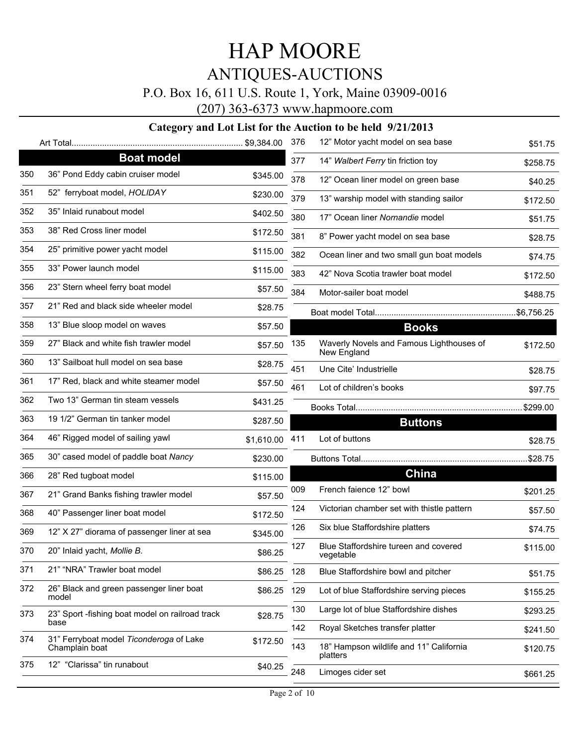# HAP MOORE

## ANTIQUES-AUCTIONS

P.O. Box 16, 611 U.S. Route 1, York, Maine 03909-0016

(207) 363-6373 www.hapmoore.com

### Category and Lot List for the Auction to be held 9/21/2013

Art Total........................................................................ $9,384.00

## Boat model

| Lot | Description | Price |
|---|---|---|
| 350 | 36" Pond Eddy cabin cruiser model | $345.00 |
| 351 | 52" ferryboat model, *HOLIDAY* | $230.00 |
| 352 | 35" Inlaid runabout model | $402.50 |
| 353 | 38" Red Cross liner model | $172.50 |
| 354 | 25" primitive power yacht model | $115.00 |
| 355 | 33" Power launch model | $115.00 |
| 356 | 23" Stern wheel ferry boat model | $57.50 |
| 357 | 21" Red and black side wheeler model | $28.75 |
| 358 | 13" Blue sloop model on waves | $57.50 |
| 359 | 27" Black and white fish trawler model | $57.50 |
| 360 | 13" Sailboat hull model on sea base | $28.75 |
| 361 | 17" Red, black and white steamer model | $57.50 |
| 362 | Two 13" German tin steam vessels | $431.25 |
| 363 | 19 1/2" German tin tanker model | $287.50 |
| 364 | 46" Rigged model of sailing yawl | $1,610.00 |
| 365 | 30" cased model of paddle boat *Nancy* | $230.00 |
| 366 | 28" Red tugboat model | $115.00 |
| 367 | 21" Grand Banks fishing trawler model | $57.50 |
| 368 | 40" Passenger liner boat model | $172.50 |
| 369 | 12" X 27" diorama of passenger liner at sea | $345.00 |
| 370 | 20" Inlaid yacht, *Mollie B.* | $86.25 |
| 371 | 21" "NRA" Trawler boat model | $86.25 |
| 372 | 26" Black and green passenger liner boat model | $86.25 |
| 373 | 23" Sport -fishing boat model on railroad track base | $28.75 |
| 374 | 31" Ferryboat model *Ticonderoga* of Lake Champlain boat | $172.50 |
| 375 | 12" "Clarissa" tin runabout | $40.25 |
| 376 | 12" Motor yacht model on sea base | $51.75 |
| 377 | 14" *Walbert Ferry* tin friction toy | $258.75 |
| 378 | 12" Ocean liner model on green base | $40.25 |
| 379 | 13" warship model with standing sailor | $172.50 |
| 380 | 17" Ocean liner *Nornandie* model | $51.75 |
| 381 | 8" Power yacht model on sea base | $28.75 |
| 382 | Ocean liner and two small gun boat models | $74.75 |
| 383 | 42" Nova Scotia trawler boat model | $172.50 |
| 384 | Motor-sailer boat model | $488.75 |

Boat model Total............................................................$6,756.25

## Books

| Lot | Description | Price |
|---|---|---|
| 135 | Waverly Novels and Famous Lighthouses of New England | $172.50 |
| 451 | Une Cite' Industrielle | $28.75 |
| 461 | Lot of children's books | $97.75 |

Books Total.......................................................................$299.00

## Buttons

| Lot | Description | Price |
|---|---|---|
| 411 | Lot of buttons | $28.75 |

Buttons Total.......................................................................$28.75

## China

| Lot | Description | Price |
|---|---|---|
| 009 | French faience 12" bowl | $201.25 |
| 124 | Victorian chamber set with thistle pattern | $57.50 |
| 126 | Six blue Staffordshire platters | $74.75 |
| 127 | Blue Staffordshire tureen and covered vegetable | $115.00 |
| 128 | Blue Staffordshire bowl and pitcher | $51.75 |
| 129 | Lot of blue Staffordshire serving pieces | $155.25 |
| 130 | Large lot of blue Staffordshire dishes | $293.25 |
| 142 | Royal Sketches transfer platter | $241.50 |
| 143 | 18" Hampson wildlife and 11" California platters | $120.75 |
| 248 | Limoges cider set | $661.25 |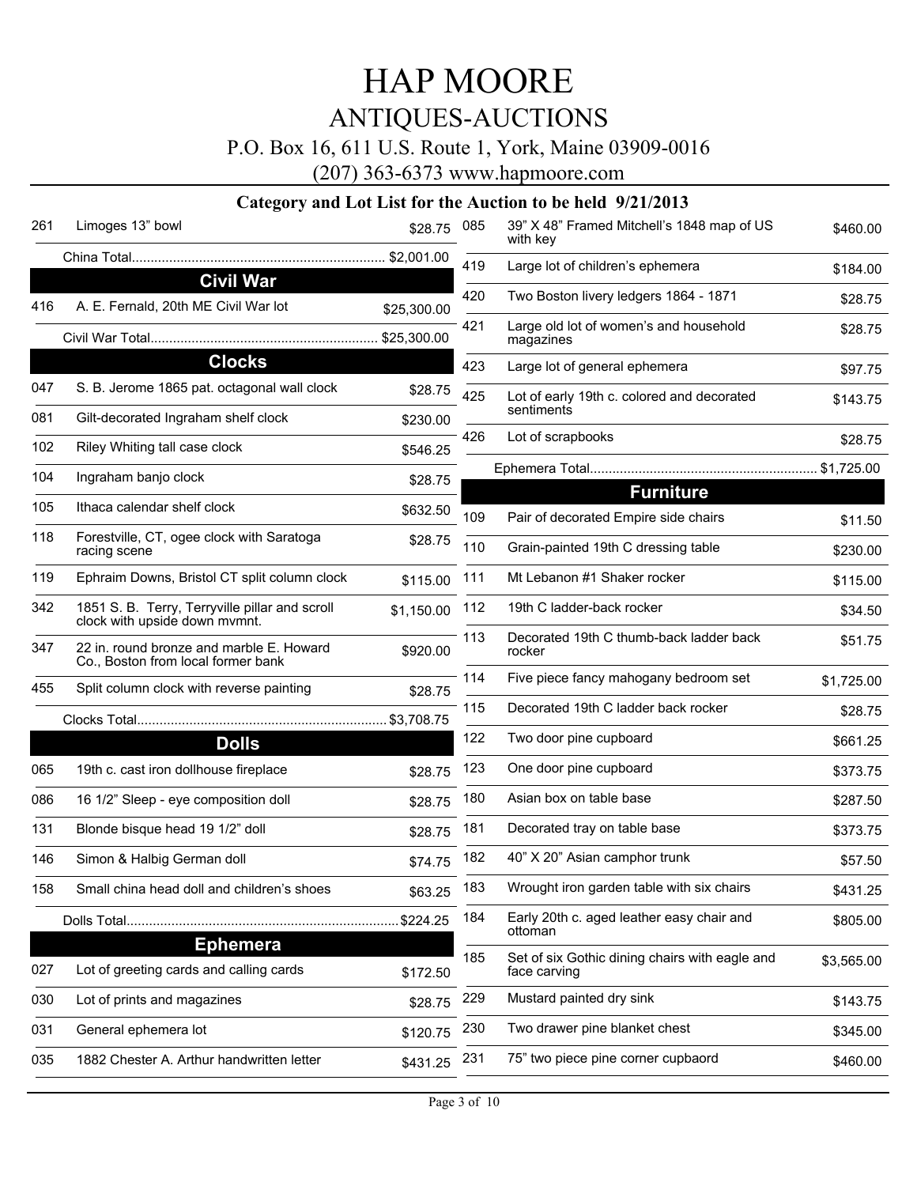# HAP MOORE

## ANTIQUES-AUCTIONS

P.O. Box 16, 611 U.S. Route 1, York, Maine 03909-0016

(207) 363-6373 www.hapmoore.com

### Category and Lot List for the Auction to be held 9/21/2013

| Lot | Description | Price |
|---|---|---|
| 261 | Limoges 13" bowl | $28.75 |
| | China Total | $2,001.00 |

### Civil War

| Lot | Description | Price |
|---|---|---|
| 416 | A. E. Fernald, 20th ME Civil War lot | $25,300.00 |
| | Civil War Total | $25,300.00 |

### Clocks

| Lot | Description | Price |
|---|---|---|
| 047 | S. B. Jerome 1865 pat. octagonal wall clock | $28.75 |
| 081 | Gilt-decorated Ingraham shelf clock | $230.00 |
| 102 | Riley Whiting tall case clock | $546.25 |
| 104 | Ingraham banjo clock | $28.75 |
| 105 | Ithaca calendar shelf clock | $632.50 |
| 118 | Forestville, CT, ogee clock with Saratoga racing scene | $28.75 |
| 119 | Ephraim Downs, Bristol CT split column clock | $115.00 |
| 342 | 1851 S. B. Terry, Terryville pillar and scroll clock with upside down mvmnt. | $1,150.00 |
| 347 | 22 in. round bronze and marble E. Howard Co., Boston from local former bank | $920.00 |
| 455 | Split column clock with reverse painting | $28.75 |
| | Clocks Total | $3,708.75 |

### Dolls

| Lot | Description | Price |
|---|---|---|
| 065 | 19th c. cast iron dollhouse fireplace | $28.75 |
| 086 | 16 1/2" Sleep - eye composition doll | $28.75 |
| 131 | Blonde bisque head 19 1/2" doll | $28.75 |
| 146 | Simon & Halbig German doll | $74.75 |
| 158 | Small china head doll and children's shoes | $63.25 |
| | Dolls Total | $224.25 |

### Ephemera

| Lot | Description | Price |
|---|---|---|
| 027 | Lot of greeting cards and calling cards | $172.50 |
| 030 | Lot of prints and magazines | $28.75 |
| 031 | General ephemera lot | $120.75 |
| 035 | 1882 Chester A. Arthur handwritten letter | $431.25 |
| 085 | 39" X 48" Framed Mitchell's 1848 map of US with key | $460.00 |
| 419 | Large lot of children's ephemera | $184.00 |
| 420 | Two Boston livery ledgers 1864 - 1871 | $28.75 |
| 421 | Large old lot of women's and household magazines | $28.75 |
| 423 | Large lot of general ephemera | $97.75 |
| 425 | Lot of early 19th c. colored and decorated sentiments | $143.75 |
| 426 | Lot of scrapbooks | $28.75 |
| | Ephemera Total | $1,725.00 |

### Furniture

| Lot | Description | Price |
|---|---|---|
| 109 | Pair of decorated Empire side chairs | $11.50 |
| 110 | Grain-painted 19th C dressing table | $230.00 |
| 111 | Mt Lebanon #1 Shaker rocker | $115.00 |
| 112 | 19th C ladder-back rocker | $34.50 |
| 113 | Decorated 19th C thumb-back ladder back rocker | $51.75 |
| 114 | Five piece fancy mahogany bedroom set | $1,725.00 |
| 115 | Decorated 19th C ladder back rocker | $28.75 |
| 122 | Two door pine cupboard | $661.25 |
| 123 | One door pine cupboard | $373.75 |
| 180 | Asian box on table base | $287.50 |
| 181 | Decorated tray on table base | $373.75 |
| 182 | 40" X 20" Asian camphor trunk | $57.50 |
| 183 | Wrought iron garden table with six chairs | $431.25 |
| 184 | Early 20th c. aged leather easy chair and ottoman | $805.00 |
| 185 | Set of six Gothic dining chairs with eagle and face carving | $3,565.00 |
| 229 | Mustard painted dry sink | $143.75 |
| 230 | Two drawer pine blanket chest | $345.00 |
| 231 | 75" two piece pine corner cupbaord | $460.00 |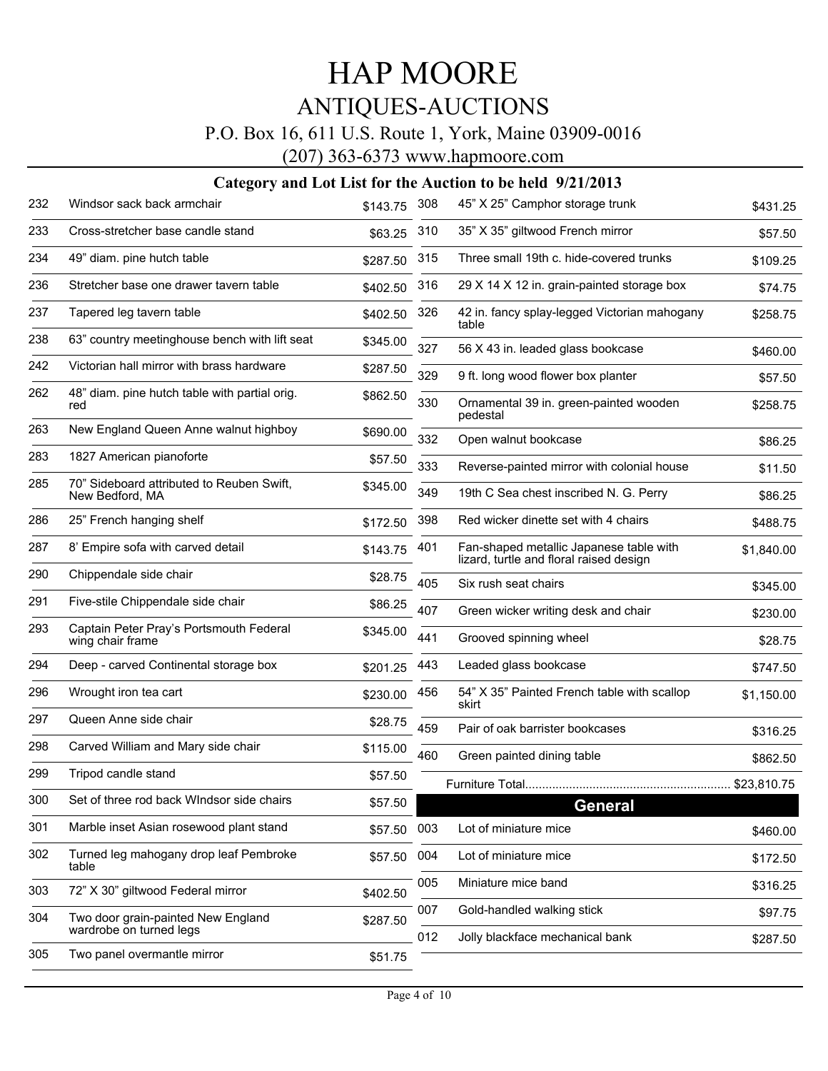# HAP MOORE

## ANTIQUES-AUCTIONS

P.O. Box 16, 611 U.S. Route 1, York, Maine 03909-0016

(207) 363-6373 www.hapmoore.com

### Category and Lot List for the Auction to be held 9/21/2013

| Lot | Description | Price |
|---|---|---|
| 232 | Windsor sack back armchair | $143.75 |
| 233 | Cross-stretcher base candle stand | $63.25 |
| 234 | 49" diam. pine hutch table | $287.50 |
| 236 | Stretcher base one drawer tavern table | $402.50 |
| 237 | Tapered leg tavern table | $402.50 |
| 238 | 63" country meetinghouse bench with lift seat | $345.00 |
| 242 | Victorian hall mirror with brass hardware | $287.50 |
| 262 | 48" diam. pine hutch table with partial orig. red | $862.50 |
| 263 | New England Queen Anne walnut highboy | $690.00 |
| 283 | 1827 American pianoforte | $57.50 |
| 285 | 70" Sideboard attributed to Reuben Swift, New Bedford, MA | $345.00 |
| 286 | 25" French hanging shelf | $172.50 |
| 287 | 8' Empire sofa with carved detail | $143.75 |
| 290 | Chippendale side chair | $28.75 |
| 291 | Five-stile Chippendale side chair | $86.25 |
| 293 | Captain Peter Pray's Portsmouth Federal wing chair frame | $345.00 |
| 294 | Deep - carved Continental storage box | $201.25 |
| 296 | Wrought iron tea cart | $230.00 |
| 297 | Queen Anne side chair | $28.75 |
| 298 | Carved William and Mary side chair | $115.00 |
| 299 | Tripod candle stand | $57.50 |
| 300 | Set of three rod back WIndsor side chairs | $57.50 |
| 301 | Marble inset Asian rosewood plant stand | $57.50 |
| 302 | Turned leg mahogany drop leaf Pembroke table | $57.50 |
| 303 | 72" X 30" giltwood Federal mirror | $402.50 |
| 304 | Two door grain-painted New England wardrobe on turned legs | $287.50 |
| 305 | Two panel overmantle mirror | $51.75 |
| 308 | 45" X 25" Camphor storage trunk | $431.25 |
| 310 | 35" X 35" giltwood French mirror | $57.50 |
| 315 | Three small 19th c. hide-covered trunks | $109.25 |
| 316 | 29 X 14 X 12 in. grain-painted storage box | $74.75 |
| 326 | 42 in. fancy splay-legged Victorian mahogany table | $258.75 |
| 327 | 56 X 43 in. leaded glass bookcase | $460.00 |
| 329 | 9 ft. long wood flower box planter | $57.50 |
| 330 | Ornamental 39 in. green-painted wooden pedestal | $258.75 |
| 332 | Open walnut bookcase | $86.25 |
| 333 | Reverse-painted mirror with colonial house | $11.50 |
| 349 | 19th C Sea chest inscribed N. G. Perry | $86.25 |
| 398 | Red wicker dinette set with 4 chairs | $488.75 |
| 401 | Fan-shaped metallic Japanese table with lizard, turtle and floral raised design | $1,840.00 |
| 405 | Six rush seat chairs | $345.00 |
| 407 | Green wicker writing desk and chair | $230.00 |
| 441 | Grooved spinning wheel | $28.75 |
| 443 | Leaded glass bookcase | $747.50 |
| 456 | 54" X 35" Painted French table with scallop skirt | $1,150.00 |
| 459 | Pair of oak barrister bookcases | $316.25 |
| 460 | Green painted dining table | $862.50 |

Furniture Total............................................................ $23,810.75

### General

| Lot | Description | Price |
|---|---|---|
| 003 | Lot of miniature mice | $460.00 |
| 004 | Lot of miniature mice | $172.50 |
| 005 | Miniature mice band | $316.25 |
| 007 | Gold-handled walking stick | $97.75 |
| 012 | Jolly blackface mechanical bank | $287.50 |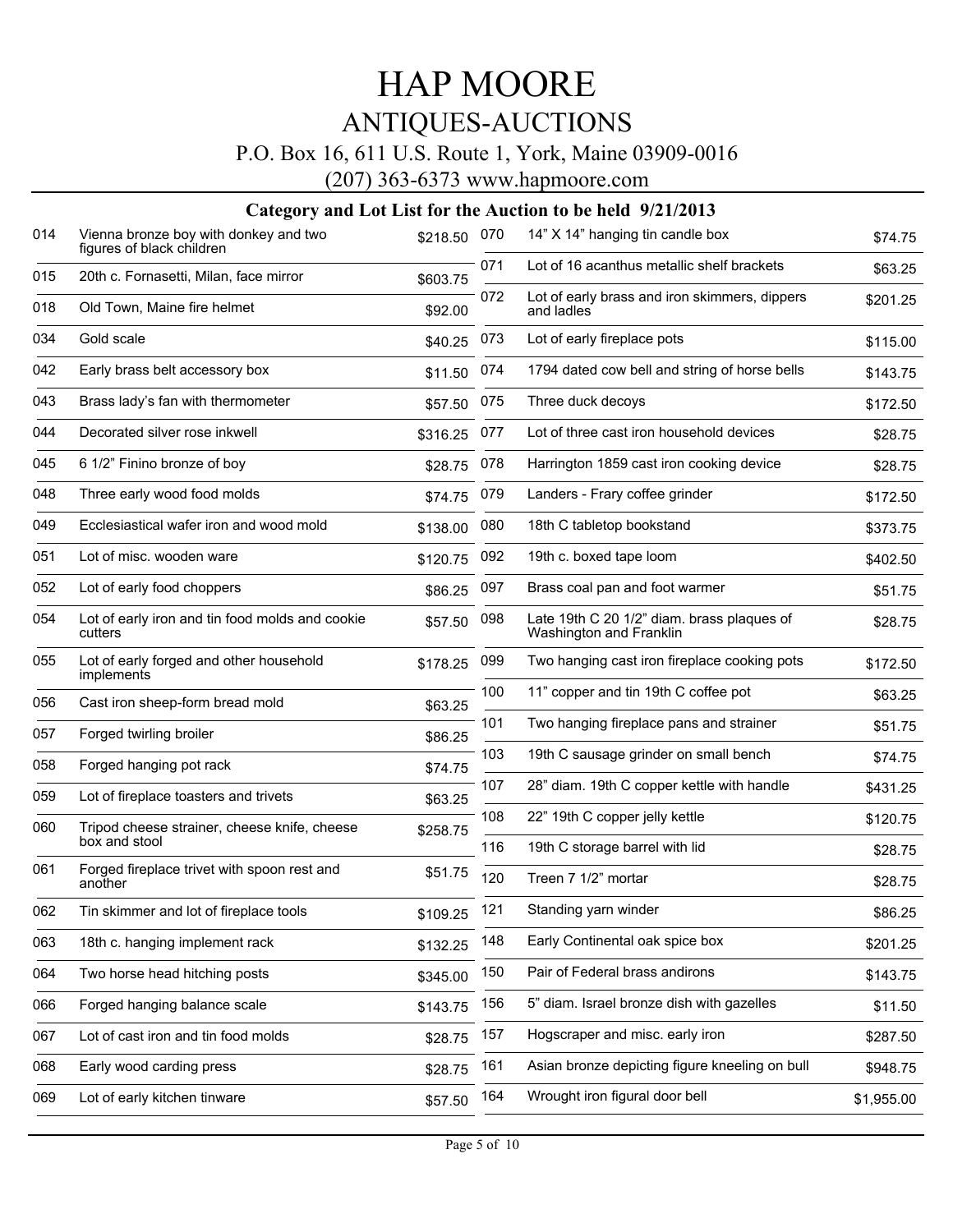# HAP MOORE

## ANTIQUES-AUCTIONS

P.O. Box 16, 611 U.S. Route 1, York, Maine 03909-0016

(207) 363-6373 www.hapmoore.com

### Category and Lot List for the Auction to be held 9/21/2013

| Lot | Description | Price |
|---|---|---|
| 014 | Vienna bronze boy with donkey and two figures of black children | $218.50 |
| 015 | 20th c. Fornasetti, Milan, face mirror | $603.75 |
| 018 | Old Town, Maine fire helmet | $92.00 |
| 034 | Gold scale | $40.25 |
| 042 | Early brass belt accessory box | $11.50 |
| 043 | Brass lady's fan with thermometer | $57.50 |
| 044 | Decorated silver rose inkwell | $316.25 |
| 045 | 6 1/2" Finino bronze of boy | $28.75 |
| 048 | Three early wood food molds | $74.75 |
| 049 | Ecclesiastical wafer iron and wood mold | $138.00 |
| 051 | Lot of misc. wooden ware | $120.75 |
| 052 | Lot of early food choppers | $86.25 |
| 054 | Lot of early iron and tin food molds and cookie cutters | $57.50 |
| 055 | Lot of early forged and other household implements | $178.25 |
| 056 | Cast iron sheep-form bread mold | $63.25 |
| 057 | Forged twirling broiler | $86.25 |
| 058 | Forged hanging pot rack | $74.75 |
| 059 | Lot of fireplace toasters and trivets | $63.25 |
| 060 | Tripod cheese strainer, cheese knife, cheese box and stool | $258.75 |
| 061 | Forged fireplace trivet with spoon rest and another | $51.75 |
| 062 | Tin skimmer and lot of fireplace tools | $109.25 |
| 063 | 18th c. hanging implement rack | $132.25 |
| 064 | Two horse head hitching posts | $345.00 |
| 066 | Forged hanging balance scale | $143.75 |
| 067 | Lot of cast iron and tin food molds | $28.75 |
| 068 | Early wood carding press | $28.75 |
| 069 | Lot of early kitchen tinware | $57.50 |
| 070 | 14" X 14" hanging tin candle box | $74.75 |
| 071 | Lot of 16 acanthus metallic shelf brackets | $63.25 |
| 072 | Lot of early brass and iron skimmers, dippers and ladles | $201.25 |
| 073 | Lot of early fireplace pots | $115.00 |
| 074 | 1794 dated cow bell and string of horse bells | $143.75 |
| 075 | Three duck decoys | $172.50 |
| 077 | Lot of three cast iron household devices | $28.75 |
| 078 | Harrington 1859 cast iron cooking device | $28.75 |
| 079 | Landers - Frary coffee grinder | $172.50 |
| 080 | 18th C tabletop bookstand | $373.75 |
| 092 | 19th c. boxed tape loom | $402.50 |
| 097 | Brass coal pan and foot warmer | $51.75 |
| 098 | Late 19th C 20 1/2" diam. brass plaques of Washington and Franklin | $28.75 |
| 099 | Two hanging cast iron fireplace cooking pots | $172.50 |
| 100 | 11" copper and tin 19th C coffee pot | $63.25 |
| 101 | Two hanging fireplace pans and strainer | $51.75 |
| 103 | 19th C sausage grinder on small bench | $74.75 |
| 107 | 28" diam. 19th C copper kettle with handle | $431.25 |
| 108 | 22" 19th C copper jelly kettle | $120.75 |
| 116 | 19th C storage barrel with lid | $28.75 |
| 120 | Treen 7 1/2" mortar | $28.75 |
| 121 | Standing yarn winder | $86.25 |
| 148 | Early Continental oak spice box | $201.25 |
| 150 | Pair of Federal brass andirons | $143.75 |
| 156 | 5" diam. Israel bronze dish with gazelles | $11.50 |
| 157 | Hogscraper and misc. early iron | $287.50 |
| 161 | Asian bronze depicting figure kneeling on bull | $948.75 |
| 164 | Wrought iron figural door bell | $1,955.00 |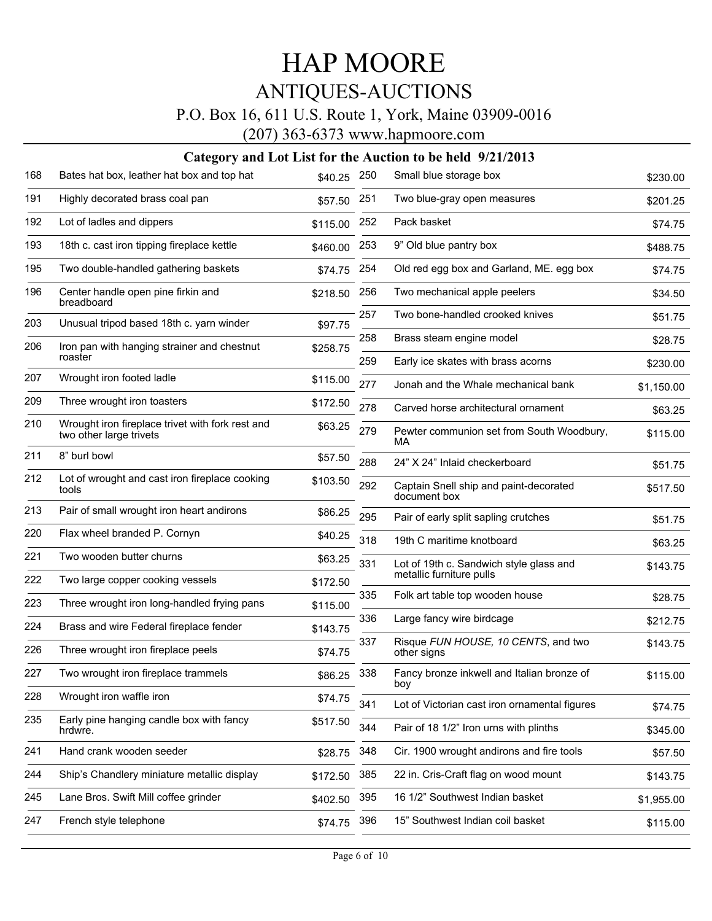# HAP MOORE

## ANTIQUES-AUCTIONS

P.O. Box 16, 611 U.S. Route 1, York, Maine 03909-0016

(207) 363-6373 www.hapmoore.com

### Category and Lot List for the Auction to be held 9/21/2013

| Lot | Description | Price |
|---|---|---|
| 168 | Bates hat box, leather hat box and top hat | $40.25 |
| 191 | Highly decorated brass coal pan | $57.50 |
| 192 | Lot of ladles and dippers | $115.00 |
| 193 | 18th c. cast iron tipping fireplace kettle | $460.00 |
| 195 | Two double-handled gathering baskets | $74.75 |
| 196 | Center handle open pine firkin and breadboard | $218.50 |
| 203 | Unusual tripod based 18th c. yarn winder | $97.75 |
| 206 | Iron pan with hanging strainer and chestnut roaster | $258.75 |
| 207 | Wrought iron footed ladle | $115.00 |
| 209 | Three wrought iron toasters | $172.50 |
| 210 | Wrought iron fireplace trivet with fork rest and two other large trivets | $63.25 |
| 211 | 8" burl bowl | $57.50 |
| 212 | Lot of wrought and cast iron fireplace cooking tools | $103.50 |
| 213 | Pair of small wrought iron heart andirons | $86.25 |
| 220 | Flax wheel branded P. Cornyn | $40.25 |
| 221 | Two wooden butter churns | $63.25 |
| 222 | Two large copper cooking vessels | $172.50 |
| 223 | Three wrought iron long-handled frying pans | $115.00 |
| 224 | Brass and wire Federal fireplace fender | $143.75 |
| 226 | Three wrought iron fireplace peels | $74.75 |
| 227 | Two wrought iron fireplace trammels | $86.25 |
| 228 | Wrought iron waffle iron | $74.75 |
| 235 | Early pine hanging candle box with fancy hrdwre. | $517.50 |
| 241 | Hand crank wooden seeder | $28.75 |
| 244 | Ship's Chandlery miniature metallic display | $172.50 |
| 245 | Lane Bros. Swift Mill coffee grinder | $402.50 |
| 247 | French style telephone | $74.75 |
| 250 | Small blue storage box | $230.00 |
| 251 | Two blue-gray open measures | $201.25 |
| 252 | Pack basket | $74.75 |
| 253 | 9" Old blue pantry box | $488.75 |
| 254 | Old red egg box and Garland, ME. egg box | $74.75 |
| 256 | Two mechanical apple peelers | $34.50 |
| 257 | Two bone-handled crooked knives | $51.75 |
| 258 | Brass steam engine model | $28.75 |
| 259 | Early ice skates with brass acorns | $230.00 |
| 277 | Jonah and the Whale mechanical bank | $1,150.00 |
| 278 | Carved horse architectural ornament | $63.25 |
| 279 | Pewter communion set from South Woodbury, MA | $115.00 |
| 288 | 24" X 24" Inlaid checkerboard | $51.75 |
| 292 | Captain Snell ship and paint-decorated document box | $517.50 |
| 295 | Pair of early split sapling crutches | $51.75 |
| 318 | 19th C maritime knotboard | $63.25 |
| 331 | Lot of 19th c. Sandwich style glass and metallic furniture pulls | $143.75 |
| 335 | Folk art table top wooden house | $28.75 |
| 336 | Large fancy wire birdcage | $212.75 |
| 337 | Risque *FUN HOUSE, 10 CENTS*, and two other signs | $143.75 |
| 338 | Fancy bronze inkwell and Italian bronze of boy | $115.00 |
| 341 | Lot of Victorian cast iron ornamental figures | $74.75 |
| 344 | Pair of 18 1/2" Iron urns with plinths | $345.00 |
| 348 | Cir. 1900 wrought andirons and fire tools | $57.50 |
| 385 | 22 in. Cris-Craft flag on wood mount | $143.75 |
| 395 | 16 1/2" Southwest Indian basket | $1,955.00 |
| 396 | 15" Southwest Indian coil basket | $115.00 |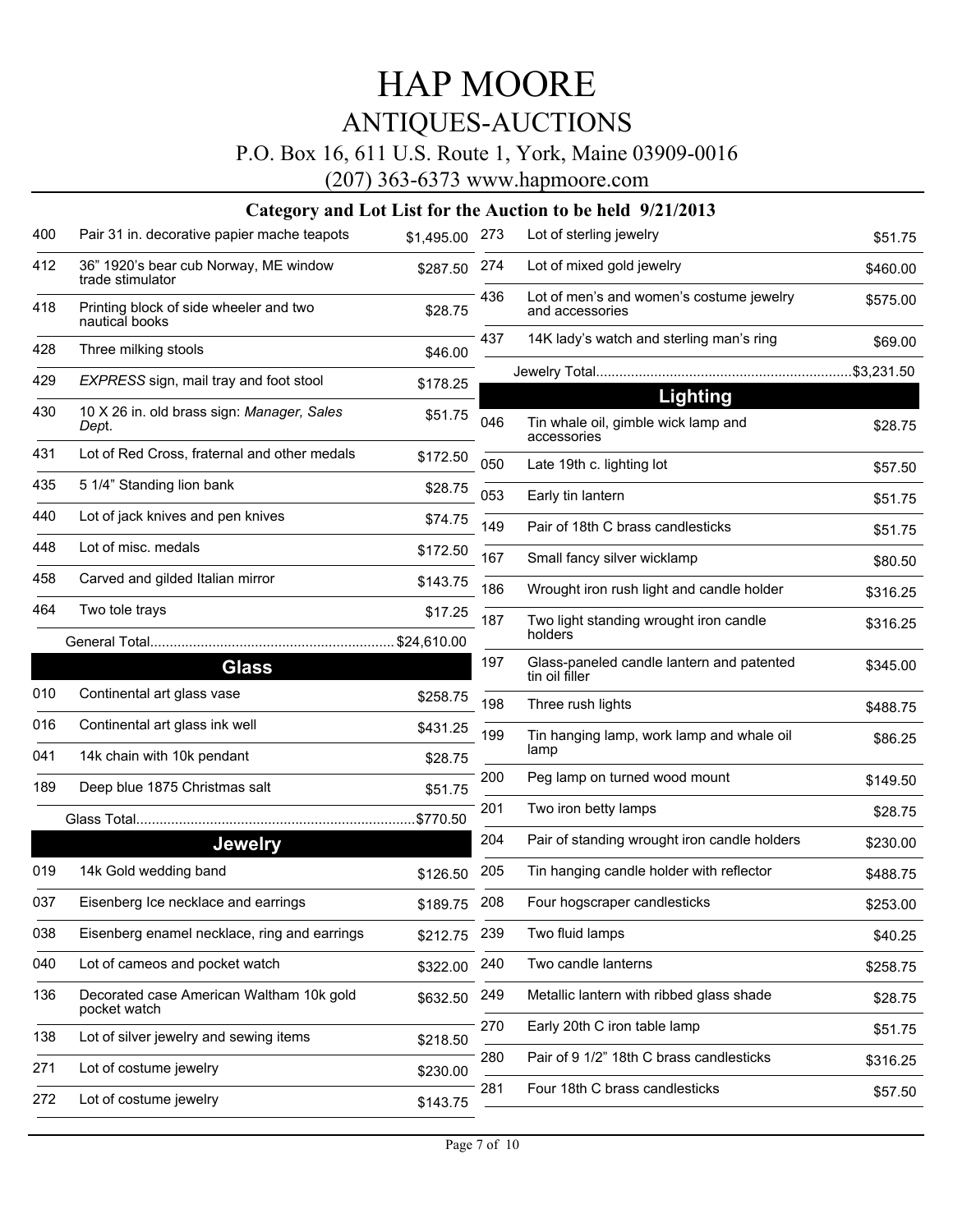# HAP MOORE

## ANTIQUES-AUCTIONS

P.O. Box 16, 611 U.S. Route 1, York, Maine 03909-0016

(207) 363-6373 www.hapmoore.com

### Category and Lot List for the Auction to be held 9/21/2013

| Lot | Description | Price |
|---|---|---|
| 400 | Pair 31 in. decorative papier mache teapots | $1,495.00 |
| 412 | 36" 1920's bear cub Norway, ME window trade stimulator | $287.50 |
| 418 | Printing block of side wheeler and two nautical books | $28.75 |
| 428 | Three milking stools | $46.00 |
| 429 | *EXPRESS* sign, mail tray and foot stool | $178.25 |
| 430 | 10 X 26 in. old brass sign: *Manager, Sales Dept*. | $51.75 |
| 431 | Lot of Red Cross, fraternal and other medals | $172.50 |
| 435 | 5 1/4" Standing lion bank | $28.75 |
| 440 | Lot of jack knives and pen knives | $74.75 |
| 448 | Lot of misc. medals | $172.50 |
| 458 | Carved and gilded Italian mirror | $143.75 |
| 464 | Two tole trays | $17.25 |

General Total.............................................................. $24,610.00

### Glass

| Lot | Description | Price |
|---|---|---|
| 010 | Continental art glass vase | $258.75 |
| 016 | Continental art glass ink well | $431.25 |
| 041 | 14k chain with 10k pendant | $28.75 |
| 189 | Deep blue 1875 Christmas salt | $51.75 |

Glass Total.......................................................................$770.50

### Jewelry

| Lot | Description | Price |
|---|---|---|
| 019 | 14k Gold wedding band | $126.50 |
| 037 | Eisenberg Ice necklace and earrings | $189.75 |
| 038 | Eisenberg enamel necklace, ring and earrings | $212.75 |
| 040 | Lot of cameos and pocket watch | $322.00 |
| 136 | Decorated case American Waltham 10k gold pocket watch | $632.50 |
| 138 | Lot of silver jewelry and sewing items | $218.50 |
| 271 | Lot of costume jewelry | $230.00 |
| 272 | Lot of costume jewelry | $143.75 |
| 273 | Lot of sterling jewelry | $51.75 |
| 274 | Lot of mixed gold jewelry | $460.00 |
| 436 | Lot of men's and women's costume jewelry and accessories | $575.00 |
| 437 | 14K lady's watch and sterling man's ring | $69.00 |

Jewelry Total..................................................................$3,231.50

### Lighting

| Lot | Description | Price |
|---|---|---|
| 046 | Tin whale oil, gimble wick lamp and accessories | $28.75 |
| 050 | Late 19th c. lighting lot | $57.50 |
| 053 | Early tin lantern | $51.75 |
| 149 | Pair of 18th C brass candlesticks | $51.75 |
| 167 | Small fancy silver wicklamp | $80.50 |
| 186 | Wrought iron rush light and candle holder | $316.25 |
| 187 | Two light standing wrought iron candle holders | $316.25 |
| 197 | Glass-paneled candle lantern and patented tin oil filler | $345.00 |
| 198 | Three rush lights | $488.75 |
| 199 | Tin hanging lamp, work lamp and whale oil lamp | $86.25 |
| 200 | Peg lamp on turned wood mount | $149.50 |
| 201 | Two iron betty lamps | $28.75 |
| 204 | Pair of standing wrought iron candle holders | $230.00 |
| 205 | Tin hanging candle holder with reflector | $488.75 |
| 208 | Four hogscraper candlesticks | $253.00 |
| 239 | Two fluid lamps | $40.25 |
| 240 | Two candle lanterns | $258.75 |
| 249 | Metallic lantern with ribbed glass shade | $28.75 |
| 270 | Early 20th C iron table lamp | $51.75 |
| 280 | Pair of 9 1/2" 18th C brass candlesticks | $316.25 |
| 281 | Four 18th C brass candlesticks | $57.50 |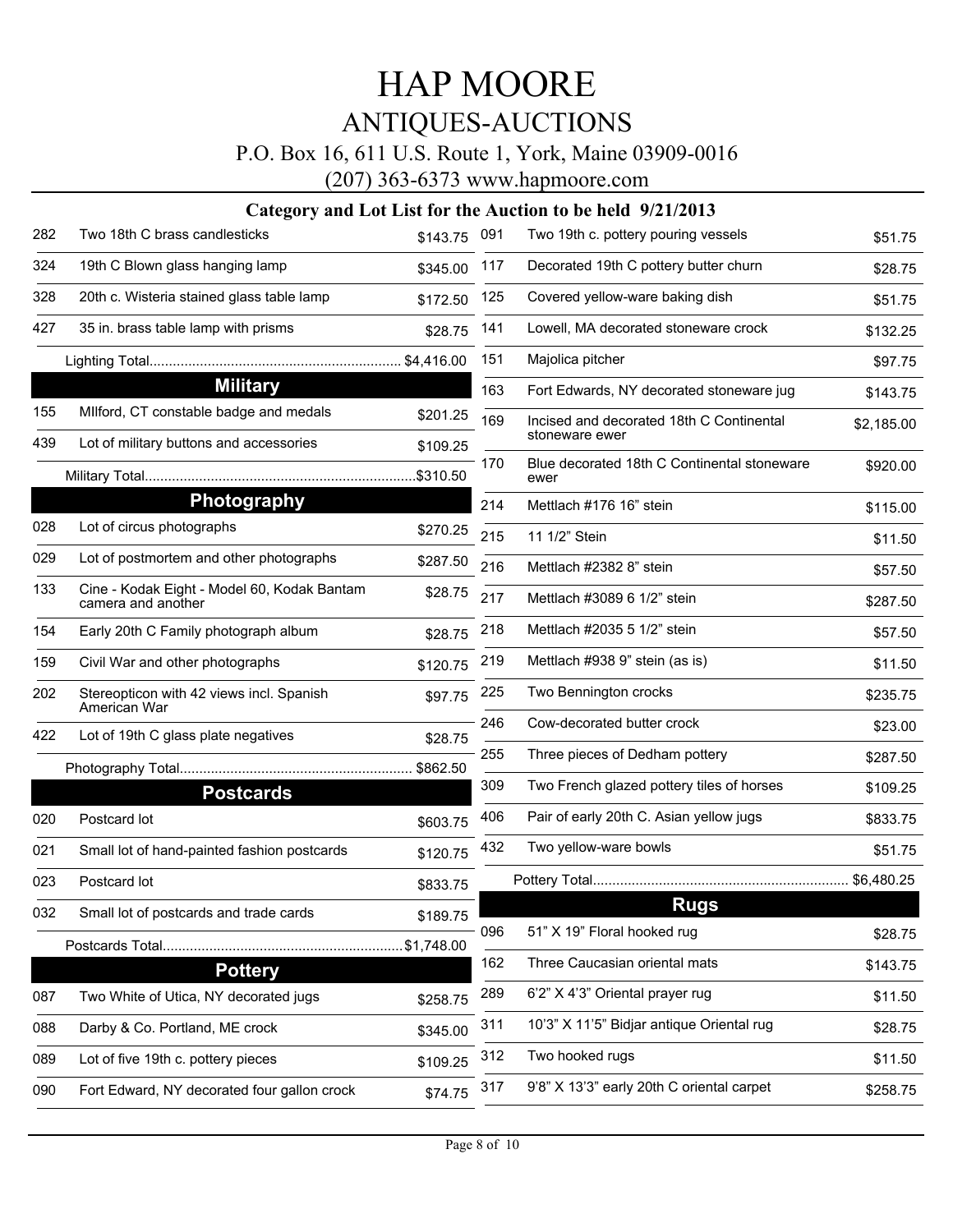# HAP MOORE

## ANTIQUES-AUCTIONS

P.O. Box 16, 611 U.S. Route 1, York, Maine 03909-0016

(207) 363-6373 www.hapmoore.com

### Category and Lot List for the Auction to be held 9/21/2013

| Lot | Description | Price |
|---|---|---|
| 282 | Two 18th C brass candlesticks | $143.75 |
| 324 | 19th C Blown glass hanging lamp | $345.00 |
| 328 | 20th c. Wisteria stained glass table lamp | $172.50 |
| 427 | 35 in. brass table lamp with prisms | $28.75 |
| | Lighting Total | $4,416.00 |

## Military

| Lot | Description | Price |
|---|---|---|
| 155 | MIlford, CT constable badge and medals | $201.25 |
| 439 | Lot of military buttons and accessories | $109.25 |
| | Military Total | $310.50 |

## Photography

| Lot | Description | Price |
|---|---|---|
| 028 | Lot of circus photographs | $270.25 |
| 029 | Lot of postmortem and other photographs | $287.50 |
| 133 | Cine - Kodak Eight - Model 60, Kodak Bantam camera and another | $28.75 |
| 154 | Early 20th C Family photograph album | $28.75 |
| 159 | Civil War and other photographs | $120.75 |
| 202 | Stereopticon with 42 views incl. Spanish American War | $97.75 |
| 422 | Lot of 19th C glass plate negatives | $28.75 |
| | Photography Total | $862.50 |

## Postcards

| Lot | Description | Price |
|---|---|---|
| 020 | Postcard lot | $603.75 |
| 021 | Small lot of hand-painted fashion postcards | $120.75 |
| 023 | Postcard lot | $833.75 |
| 032 | Small lot of postcards and trade cards | $189.75 |
| | Postcards Total | $1,748.00 |

## Pottery

| Lot | Description | Price |
|---|---|---|
| 087 | Two White of Utica, NY decorated jugs | $258.75 |
| 088 | Darby & Co. Portland, ME crock | $345.00 |
| 089 | Lot of five 19th c. pottery pieces | $109.25 |
| 090 | Fort Edward, NY decorated four gallon crock | $74.75 |
| 091 | Two 19th c. pottery pouring vessels | $51.75 |
| 117 | Decorated 19th C pottery butter churn | $28.75 |
| 125 | Covered yellow-ware baking dish | $51.75 |
| 141 | Lowell, MA decorated stoneware crock | $132.25 |
| 151 | Majolica pitcher | $97.75 |
| 163 | Fort Edwards, NY decorated stoneware jug | $143.75 |
| 169 | Incised and decorated 18th C Continental stoneware ewer | $2,185.00 |
| 170 | Blue decorated 18th C Continental stoneware ewer | $920.00 |
| 214 | Mettlach #176 16" stein | $115.00 |
| 215 | 11 1/2" Stein | $11.50 |
| 216 | Mettlach #2382 8" stein | $57.50 |
| 217 | Mettlach #3089 6 1/2" stein | $287.50 |
| 218 | Mettlach #2035 5 1/2" stein | $57.50 |
| 219 | Mettlach #938 9" stein (as is) | $11.50 |
| 225 | Two Bennington crocks | $235.75 |
| 246 | Cow-decorated butter crock | $23.00 |
| 255 | Three pieces of Dedham pottery | $287.50 |
| 309 | Two French glazed pottery tiles of horses | $109.25 |
| 406 | Pair of early 20th C. Asian yellow jugs | $833.75 |
| 432 | Two yellow-ware bowls | $51.75 |
| | Pottery Total | $6,480.25 |

## Rugs

| Lot | Description | Price |
|---|---|---|
| 096 | 51" X 19" Floral hooked rug | $28.75 |
| 162 | Three Caucasian oriental mats | $143.75 |
| 289 | 6'2" X 4'3" Oriental prayer rug | $11.50 |
| 311 | 10'3" X 11'5" Bidjar antique Oriental rug | $28.75 |
| 312 | Two hooked rugs | $11.50 |
| 317 | 9'8" X 13'3" early 20th C oriental carpet | $258.75 |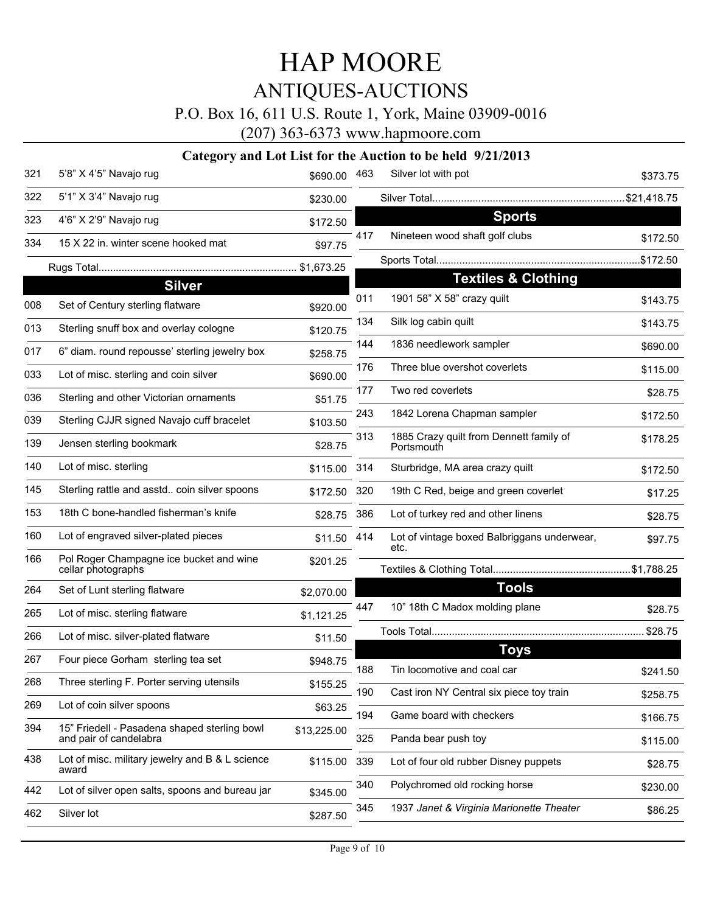# HAP MOORE

## ANTIQUES-AUCTIONS

P.O. Box 16, 611 U.S. Route 1, York, Maine 03909-0016

(207) 363-6373 www.hapmoore.com

### Category and Lot List for the Auction to be held 9/21/2013

| Lot | Description | Price |
|---|---|---|
| 321 | 5'8" X 4'5" Navajo rug | $690.00 |
| 322 | 5'1" X 3'4" Navajo rug | $230.00 |
| 323 | 4'6" X 2'9" Navajo rug | $172.50 |
| 334 | 15 X 22 in. winter scene hooked mat | $97.75 |
| | Rugs Total | $1,673.25 |

## Silver

| Lot | Description | Price |
|---|---|---|
| 008 | Set of Century sterling flatware | $920.00 |
| 013 | Sterling snuff box and overlay cologne | $120.75 |
| 017 | 6" diam. round repousse' sterling jewelry box | $258.75 |
| 033 | Lot of misc. sterling and coin silver | $690.00 |
| 036 | Sterling and other Victorian ornaments | $51.75 |
| 039 | Sterling CJJR signed Navajo cuff bracelet | $103.50 |
| 139 | Jensen sterling bookmark | $28.75 |
| 140 | Lot of misc. sterling | $115.00 |
| 145 | Sterling rattle and asstd.. coin silver spoons | $172.50 |
| 153 | 18th C bone-handled fisherman's knife | $28.75 |
| 160 | Lot of engraved silver-plated pieces | $11.50 |
| 166 | Pol Roger Champagne ice bucket and wine cellar photographs | $201.25 |
| 264 | Set of Lunt sterling flatware | $2,070.00 |
| 265 | Lot of misc. sterling flatware | $1,121.25 |
| 266 | Lot of misc. silver-plated flatware | $11.50 |
| 267 | Four piece Gorham sterling tea set | $948.75 |
| 268 | Three sterling F. Porter serving utensils | $155.25 |
| 269 | Lot of coin silver spoons | $63.25 |
| 394 | 15" Friedell - Pasadena shaped sterling bowl and pair of candelabra | $13,225.00 |
| 438 | Lot of misc. military jewelry and B & L science award | $115.00 |
| 442 | Lot of silver open salts, spoons and bureau jar | $345.00 |
| 462 | Silver lot | $287.50 |
| 463 | Silver lot with pot | $373.75 |
| | Silver Total | $21,418.75 |

## Sports

| Lot | Description | Price |
|---|---|---|
| 417 | Nineteen wood shaft golf clubs | $172.50 |
| | Sports Total | $172.50 |

## Textiles & Clothing

| Lot | Description | Price |
|---|---|---|
| 011 | 1901 58" X 58" crazy quilt | $143.75 |
| 134 | Silk log cabin quilt | $143.75 |
| 144 | 1836 needlework sampler | $690.00 |
| 176 | Three blue overshot coverlets | $115.00 |
| 177 | Two red coverlets | $28.75 |
| 243 | 1842 Lorena Chapman sampler | $172.50 |
| 313 | 1885 Crazy quilt from Dennett family of Portsmouth | $178.25 |
| 314 | Sturbridge, MA area crazy quilt | $172.50 |
| 320 | 19th C Red, beige and green coverlet | $17.25 |
| 386 | Lot of turkey red and other linens | $28.75 |
| 414 | Lot of vintage boxed Balbriggans underwear, etc. | $97.75 |
| | Textiles & Clothing Total | $1,788.25 |

## Tools

| Lot | Description | Price |
|---|---|---|
| 447 | 10" 18th C Madox molding plane | $28.75 |
| | Tools Total | $28.75 |

## Toys

| Lot | Description | Price |
|---|---|---|
| 188 | Tin locomotive and coal car | $241.50 |
| 190 | Cast iron NY Central six piece toy train | $258.75 |
| 194 | Game board with checkers | $166.75 |
| 325 | Panda bear push toy | $115.00 |
| 339 | Lot of four old rubber Disney puppets | $28.75 |
| 340 | Polychromed old rocking horse | $230.00 |
| 345 | 1937 *Janet & Virginia Marionette Theater* | $86.25 |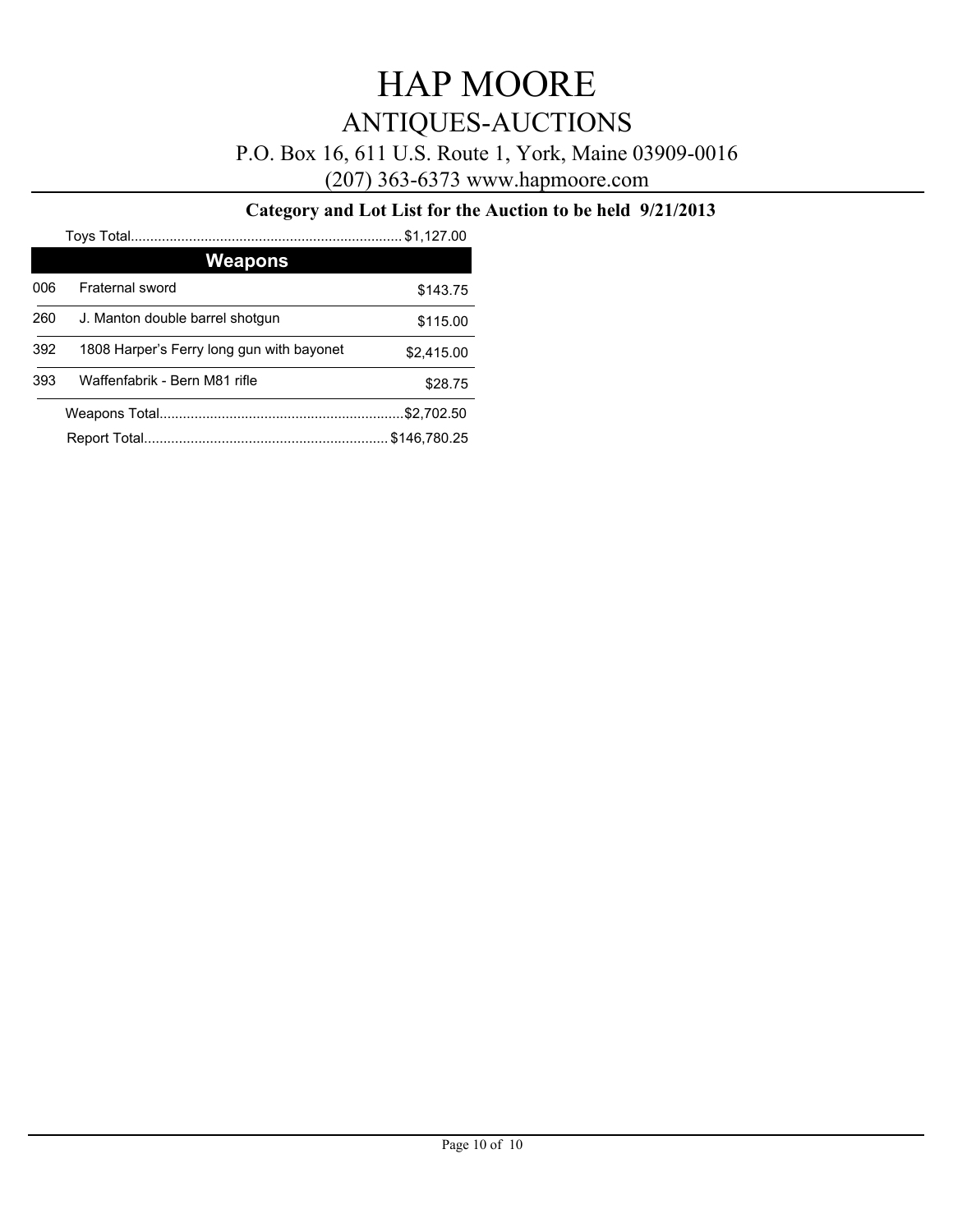# HAP MOORE

## ANTIQUES-AUCTIONS

P.O. Box 16, 611 U.S. Route 1, York, Maine 03909-0016

(207) 363-6373 www.hapmoore.com

### Category and Lot List for the Auction to be held 9/21/2013

Toys Total....................................................................$1,127.00

## Weapons

| | | |
|---|---|---|
| 006 | Fraternal sword | $143.75 |
| 260 | J. Manton double barrel shotgun | $115.00 |
| 392 | 1808 Harper's Ferry long gun with bayonet | $2,415.00 |
| 393 | Waffenfabrik - Bern M81 rifle | $28.75 |

Weapons Total..............................................................$2,702.50

Report Total..............................................................$146,780.25